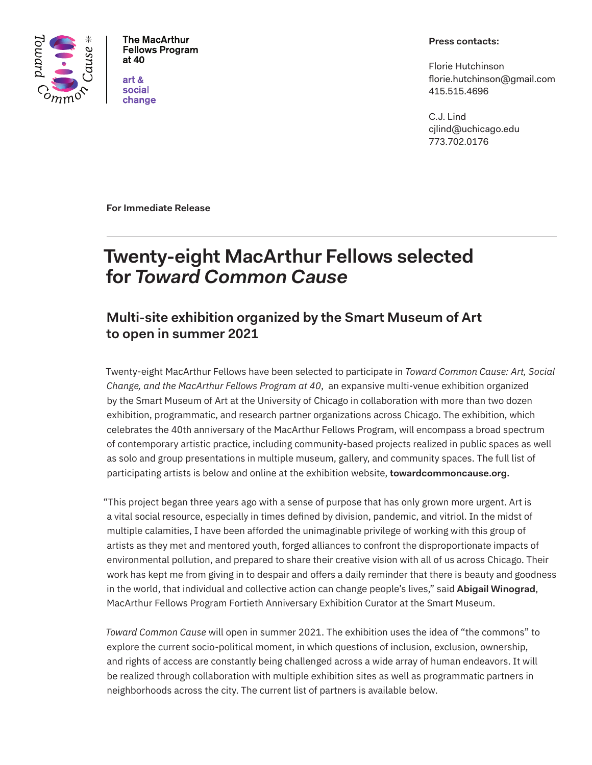Toward Common Cause

**The MacArthur Fellows Program at 40**

art & social change

**Press contacts:**

Florie Hutchinson
florie.hutchinson@gmail.com
415.515.4696

C.J. Lind
cjlind@uchicago.edu
773.702.0176

**For Immediate Release**

---

# Twenty-eight MacArthur Fellows selected for *Toward Common Cause*

## Multi-site exhibition organized by the Smart Museum of Art to open in summer 2021

Twenty-eight MacArthur Fellows have been selected to participate in *Toward Common Cause: Art, Social Change, and the MacArthur Fellows Program at 40*, an expansive multi-venue exhibition organized by the Smart Museum of Art at the University of Chicago in collaboration with more than two dozen exhibition, programmatic, and research partner organizations across Chicago. The exhibition, which celebrates the 40th anniversary of the MacArthur Fellows Program, will encompass a broad spectrum of contemporary artistic practice, including community-based projects realized in public spaces as well as solo and group presentations in multiple museum, gallery, and community spaces. The full list of participating artists is below and online at the exhibition website, **towardcommoncause.org.**

"This project began three years ago with a sense of purpose that has only grown more urgent. Art is a vital social resource, especially in times defined by division, pandemic, and vitriol. In the midst of multiple calamities, I have been afforded the unimaginable privilege of working with this group of artists as they met and mentored youth, forged alliances to confront the disproportionate impacts of environmental pollution, and prepared to share their creative vision with all of us across Chicago. Their work has kept me from giving in to despair and offers a daily reminder that there is beauty and goodness in the world, that individual and collective action can change people's lives," said **Abigail Winograd**, MacArthur Fellows Program Fortieth Anniversary Exhibition Curator at the Smart Museum.

*Toward Common Cause* will open in summer 2021. The exhibition uses the idea of "the commons" to explore the current socio-political moment, in which questions of inclusion, exclusion, ownership, and rights of access are constantly being challenged across a wide array of human endeavors. It will be realized through collaboration with multiple exhibition sites as well as programmatic partners in neighborhoods across the city. The current list of partners is available below.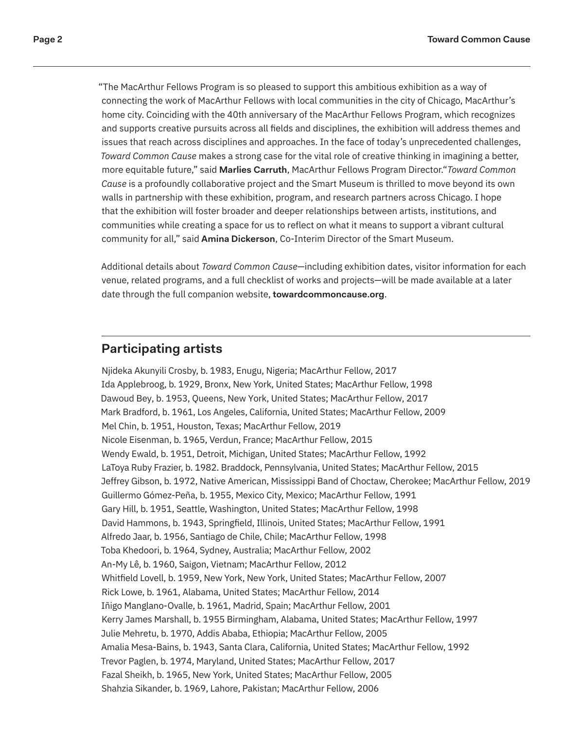“The MacArthur Fellows Program is so pleased to support this ambitious exhibition as a way of connecting the work of MacArthur Fellows with local communities in the city of Chicago, MacArthur’s home city. Coinciding with the 40th anniversary of the MacArthur Fellows Program, which recognizes and supports creative pursuits across all fields and disciplines, the exhibition will address themes and issues that reach across disciplines and approaches. In the face of today’s unprecedented challenges, *Toward Common Cause* makes a strong case for the vital role of creative thinking in imagining a better, more equitable future,” said **Marlies Carruth**, MacArthur Fellows Program Director.“*Toward Common Cause* is a profoundly collaborative project and the Smart Museum is thrilled to move beyond its own walls in partnership with these exhibition, program, and research partners across Chicago. I hope that the exhibition will foster broader and deeper relationships between artists, institutions, and communities while creating a space for us to reflect on what it means to support a vibrant cultural community for all,” said **Amina Dickerson**, Co-Interim Director of the Smart Museum.

Additional details about *Toward Common Cause*—including exhibition dates, visitor information for each venue, related programs, and a full checklist of works and projects—will be made available at a later date through the full companion website, **towardcommoncause.org**.

## Participating artists

Njideka Akunyili Crosby, b. 1983, Enugu, Nigeria; MacArthur Fellow, 2017
Ida Applebroog, b. 1929, Bronx, New York, United States; MacArthur Fellow, 1998
Dawoud Bey, b. 1953, Queens, New York, United States; MacArthur Fellow, 2017
Mark Bradford, b. 1961, Los Angeles, California, United States; MacArthur Fellow, 2009
Mel Chin, b. 1951, Houston, Texas; MacArthur Fellow, 2019
Nicole Eisenman, b. 1965, Verdun, France; MacArthur Fellow, 2015
Wendy Ewald, b. 1951, Detroit, Michigan, United States; MacArthur Fellow, 1992
LaToya Ruby Frazier, b. 1982. Braddock, Pennsylvania, United States; MacArthur Fellow, 2015
Jeffrey Gibson, b. 1972, Native American, Mississippi Band of Choctaw, Cherokee; MacArthur Fellow, 2019
Guillermo Gómez-Peña, b. 1955, Mexico City, Mexico; MacArthur Fellow, 1991
Gary Hill, b. 1951, Seattle, Washington, United States; MacArthur Fellow, 1998
David Hammons, b. 1943, Springfield, Illinois, United States; MacArthur Fellow, 1991
Alfredo Jaar, b. 1956, Santiago de Chile, Chile; MacArthur Fellow, 1998
Toba Khedoori, b. 1964, Sydney, Australia; MacArthur Fellow, 2002
An-My Lê, b. 1960, Saigon, Vietnam; MacArthur Fellow, 2012
Whitfield Lovell, b. 1959, New York, New York, United States; MacArthur Fellow, 2007
Rick Lowe, b. 1961, Alabama, United States; MacArthur Fellow, 2014
Iñigo Manglano-Ovalle, b. 1961, Madrid, Spain; MacArthur Fellow, 2001
Kerry James Marshall, b. 1955 Birmingham, Alabama, United States; MacArthur Fellow, 1997
Julie Mehretu, b. 1970, Addis Ababa, Ethiopia; MacArthur Fellow, 2005
Amalia Mesa-Bains, b. 1943, Santa Clara, California, United States; MacArthur Fellow, 1992
Trevor Paglen, b. 1974, Maryland, United States; MacArthur Fellow, 2017
Fazal Sheikh, b. 1965, New York, United States; MacArthur Fellow, 2005
Shahzia Sikander, b. 1969, Lahore, Pakistan; MacArthur Fellow, 2006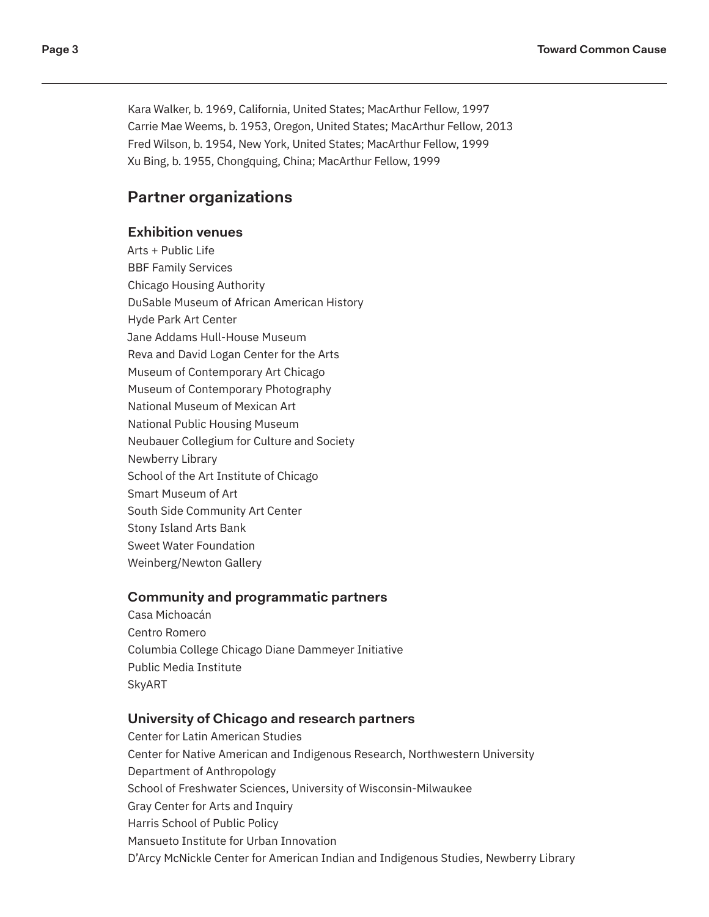Kara Walker, b. 1969, California, United States; MacArthur Fellow, 1997
Carrie Mae Weems, b. 1953, Oregon, United States; MacArthur Fellow, 2013
Fred Wilson, b. 1954, New York, United States; MacArthur Fellow, 1999
Xu Bing, b. 1955, Chongquing, China; MacArthur Fellow, 1999

## Partner organizations

### Exhibition venues

Arts + Public Life
BBF Family Services
Chicago Housing Authority
DuSable Museum of African American History
Hyde Park Art Center
Jane Addams Hull-House Museum
Reva and David Logan Center for the Arts
Museum of Contemporary Art Chicago
Museum of Contemporary Photography
National Museum of Mexican Art
National Public Housing Museum
Neubauer Collegium for Culture and Society
Newberry Library
School of the Art Institute of Chicago
Smart Museum of Art
South Side Community Art Center
Stony Island Arts Bank
Sweet Water Foundation
Weinberg/Newton Gallery

### Community and programmatic partners

Casa Michoacán
Centro Romero
Columbia College Chicago Diane Dammeyer Initiative
Public Media Institute
SkyART

### University of Chicago and research partners

Center for Latin American Studies
Center for Native American and Indigenous Research, Northwestern University
Department of Anthropology
School of Freshwater Sciences, University of Wisconsin-Milwaukee
Gray Center for Arts and Inquiry
Harris School of Public Policy
Mansueto Institute for Urban Innovation
D'Arcy McNickle Center for American Indian and Indigenous Studies, Newberry Library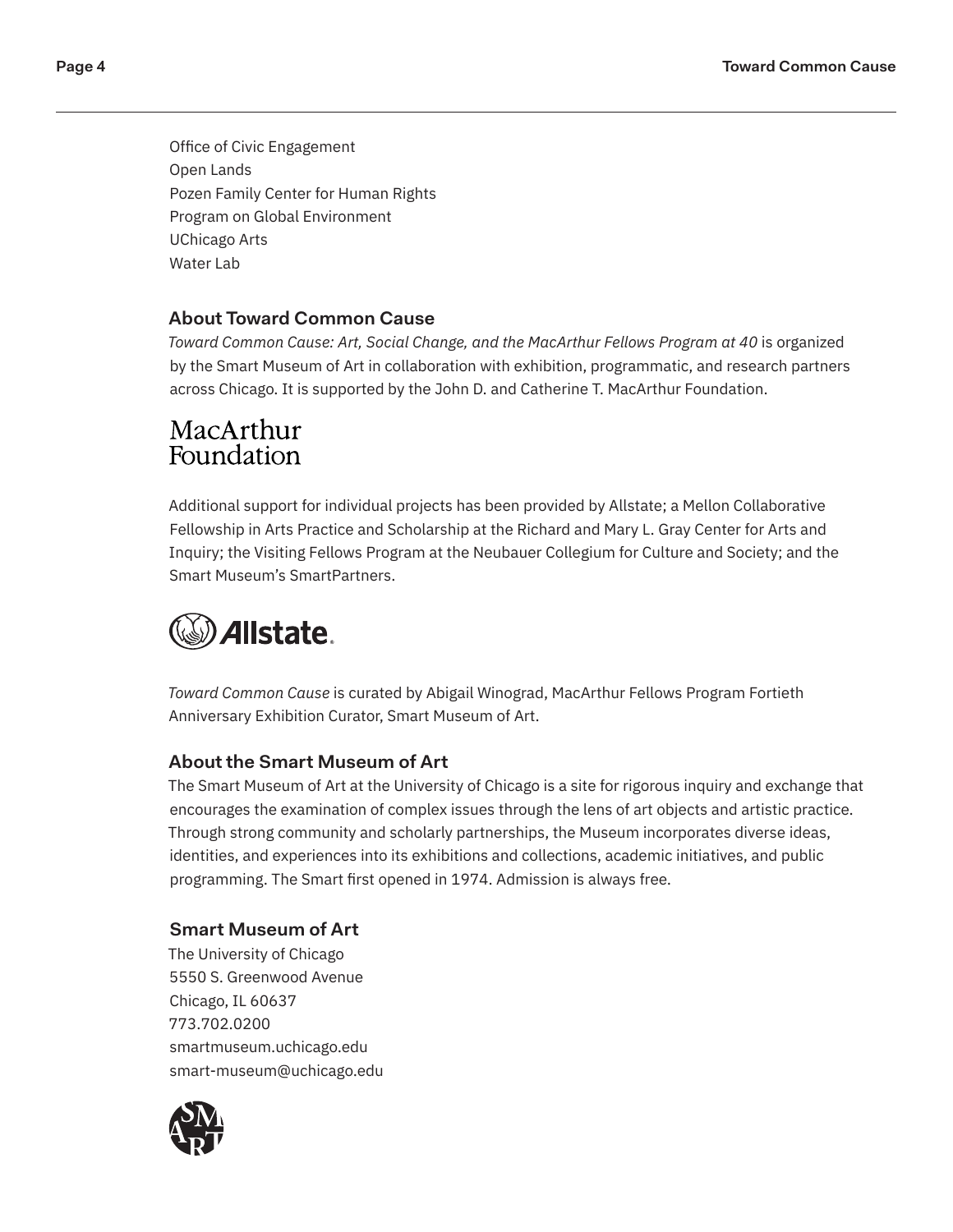Office of Civic Engagement
Open Lands
Pozen Family Center for Human Rights
Program on Global Environment
UChicago Arts
Water Lab

## About Toward Common Cause

*Toward Common Cause: Art, Social Change, and the MacArthur Fellows Program at 40* is organized by the Smart Museum of Art in collaboration with exhibition, programmatic, and research partners across Chicago. It is supported by the John D. and Catherine T. MacArthur Foundation.

MacArthur Foundation

Additional support for individual projects has been provided by Allstate; a Mellon Collaborative Fellowship in Arts Practice and Scholarship at the Richard and Mary L. Gray Center for Arts and Inquiry; the Visiting Fellows Program at the Neubauer Collegium for Culture and Society; and the Smart Museum's SmartPartners.

Allstate.

*Toward Common Cause* is curated by Abigail Winograd, MacArthur Fellows Program Fortieth Anniversary Exhibition Curator, Smart Museum of Art.

## About the Smart Museum of Art

The Smart Museum of Art at the University of Chicago is a site for rigorous inquiry and exchange that encourages the examination of complex issues through the lens of art objects and artistic practice. Through strong community and scholarly partnerships, the Museum incorporates diverse ideas, identities, and experiences into its exhibitions and collections, academic initiatives, and public programming. The Smart first opened in 1974. Admission is always free.

## Smart Museum of Art

The University of Chicago
5550 S. Greenwood Avenue
Chicago, IL 60637
773.702.0200
smartmuseum.uchicago.edu
smart-museum@uchicago.edu